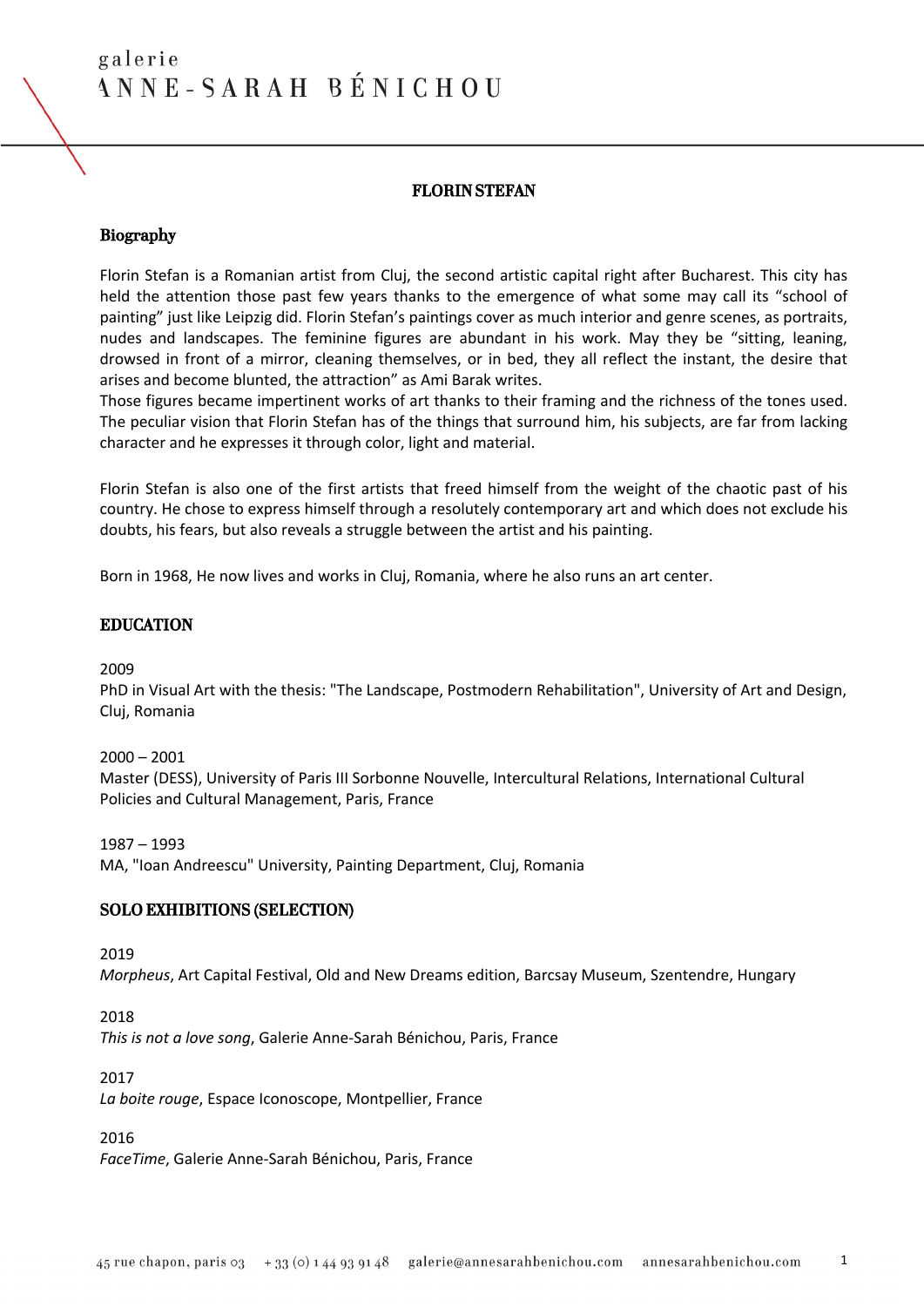# FLORIN STEFAN

## Biography

Florin Stefan is a Romanian artist from Cluj, the second artistic capital right after Bucharest. This city has held the attention those past few years thanks to the emergence of what some may call its "school of painting" just like Leipzig did. Florin Stefan's paintings cover as much interior and genre scenes, as portraits, nudes and landscapes. The feminine figures are abundant in his work. May they be "sitting, leaning, drowsed in front of a mirror, cleaning themselves, or in bed, they all reflect the instant, the desire that arises and become blunted, the attraction" as Ami Barak writes.
Those figures became impertinent works of art thanks to their framing and the richness of the tones used. The peculiar vision that Florin Stefan has of the things that surround him, his subjects, are far from lacking character and he expresses it through color, light and material.

Florin Stefan is also one of the first artists that freed himself from the weight of the chaotic past of his country. He chose to express himself through a resolutely contemporary art and which does not exclude his doubts, his fears, but also reveals a struggle between the artist and his painting.

Born in 1968, He now lives and works in Cluj, Romania, where he also runs an art center.

## EDUCATION

2009
PhD in Visual Art with the thesis: "The Landscape, Postmodern Rehabilitation", University of Art and Design, Cluj, Romania

2000 – 2001
Master (DESS), University of Paris III Sorbonne Nouvelle, Intercultural Relations, International Cultural Policies and Cultural Management, Paris, France

1987 – 1993
MA, "Ioan Andreescu" University, Painting Department, Cluj, Romania

## SOLO EXHIBITIONS (SELECTION)

2019
*Morpheus*, Art Capital Festival, Old and New Dreams edition, Barcsay Museum, Szentendre, Hungary

2018
*This is not a love song*, Galerie Anne-Sarah Bénichou, Paris, France

2017
*La boite rouge*, Espace Iconoscope, Montpellier, France

2016
*FaceTime*, Galerie Anne-Sarah Bénichou, Paris, France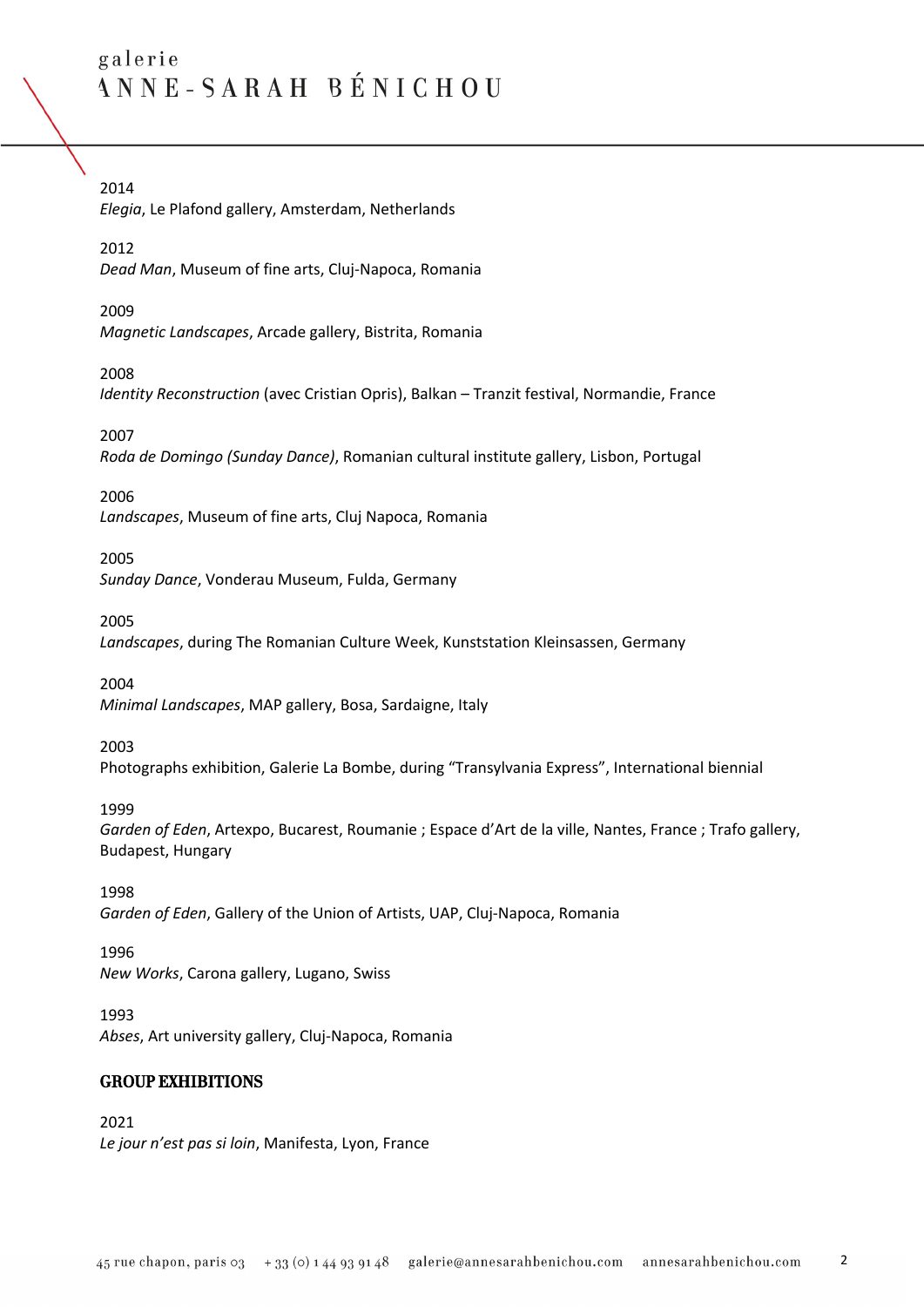2014
*Elegia*, Le Plafond gallery, Amsterdam, Netherlands

2012
*Dead Man*, Museum of fine arts, Cluj-Napoca, Romania

2009
*Magnetic Landscapes*, Arcade gallery, Bistrita, Romania

2008
*Identity Reconstruction* (avec Cristian Opris), Balkan – Tranzit festival, Normandie, France

2007
*Roda de Domingo (Sunday Dance)*, Romanian cultural institute gallery, Lisbon, Portugal

2006
*Landscapes*, Museum of fine arts, Cluj Napoca, Romania

2005
*Sunday Dance*, Vonderau Museum, Fulda, Germany

2005
*Landscapes*, during The Romanian Culture Week, Kunststation Kleinsassen, Germany

2004
*Minimal Landscapes*, MAP gallery, Bosa, Sardaigne, Italy

2003
Photographs exhibition, Galerie La Bombe, during “Transylvania Express”, International biennial

1999
*Garden of Eden*, Artexpo, Bucarest, Roumanie ; Espace d’Art de la ville, Nantes, France ; Trafo gallery, Budapest, Hungary

1998
*Garden of Eden*, Gallery of the Union of Artists, UAP, Cluj-Napoca, Romania

1996
*New Works*, Carona gallery, Lugano, Swiss

1993
*Abses*, Art university gallery, Cluj-Napoca, Romania

## GROUP EXHIBITIONS

2021
*Le jour n’est pas si loin*, Manifesta, Lyon, France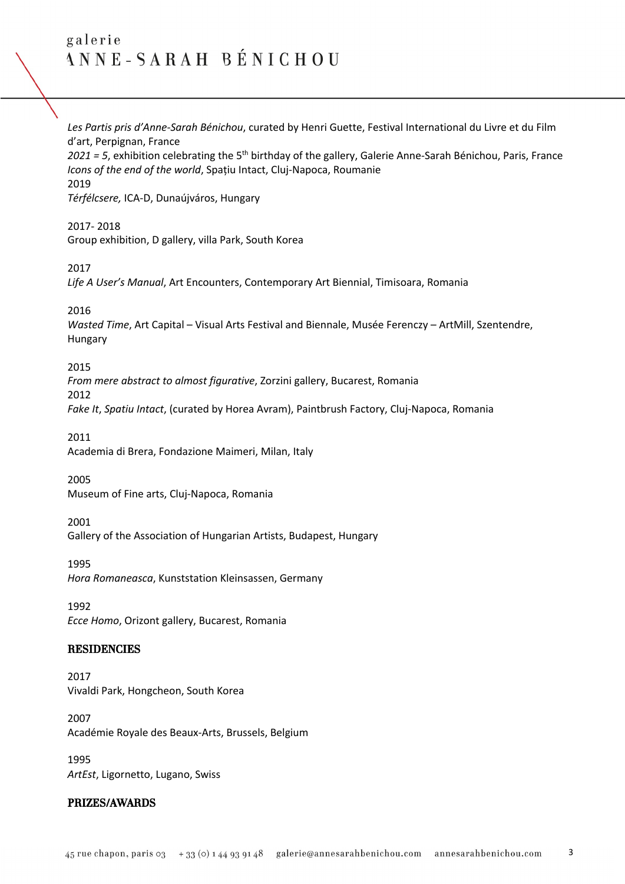*Les Partis pris d'Anne-Sarah Bénichou*, curated by Henri Guette, Festival International du Livre et du Film d'art, Perpignan, France
*2021 = 5*, exhibition celebrating the 5th birthday of the gallery, Galerie Anne-Sarah Bénichou, Paris, France
*Icons of the end of the world*, Spațiu Intact, Cluj-Napoca, Roumanie
2019
*Térfélcsere,* ICA-D, Dunaújváros, Hungary

2017- 2018
Group exhibition, D gallery, villa Park, South Korea

2017
*Life A User's Manual*, Art Encounters, Contemporary Art Biennial, Timisoara, Romania

2016
*Wasted Time*, Art Capital – Visual Arts Festival and Biennale, Musée Ferenczy – ArtMill, Szentendre, Hungary

2015
*From mere abstract to almost figurative*, Zorzini gallery, Bucarest, Romania
2012
*Fake It*, *Spatiu Intact*, (curated by Horea Avram), Paintbrush Factory, Cluj-Napoca, Romania

2011
Academia di Brera, Fondazione Maimeri, Milan, Italy

2005
Museum of Fine arts, Cluj-Napoca, Romania

2001
Gallery of the Association of Hungarian Artists, Budapest, Hungary

1995
*Hora Romaneasca*, Kunststation Kleinsassen, Germany

1992
*Ecce Homo*, Orizont gallery, Bucarest, Romania

## RESIDENCIES

2017
Vivaldi Park, Hongcheon, South Korea

2007
Académie Royale des Beaux-Arts, Brussels, Belgium

1995
*ArtEst*, Ligornetto, Lugano, Swiss

## PRIZES/AWARDS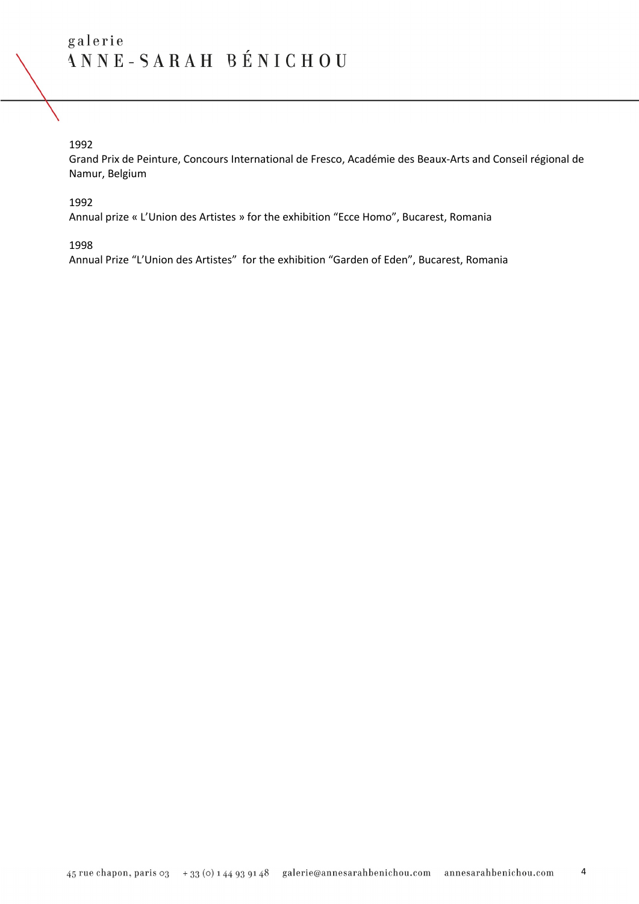1992
Grand Prix de Peinture, Concours International de Fresco, Académie des Beaux-Arts and Conseil régional de Namur, Belgium

1992
Annual prize « L'Union des Artistes » for the exhibition "Ecce Homo", Bucarest, Romania

1998
Annual Prize "L'Union des Artistes" for the exhibition "Garden of Eden", Bucarest, Romania